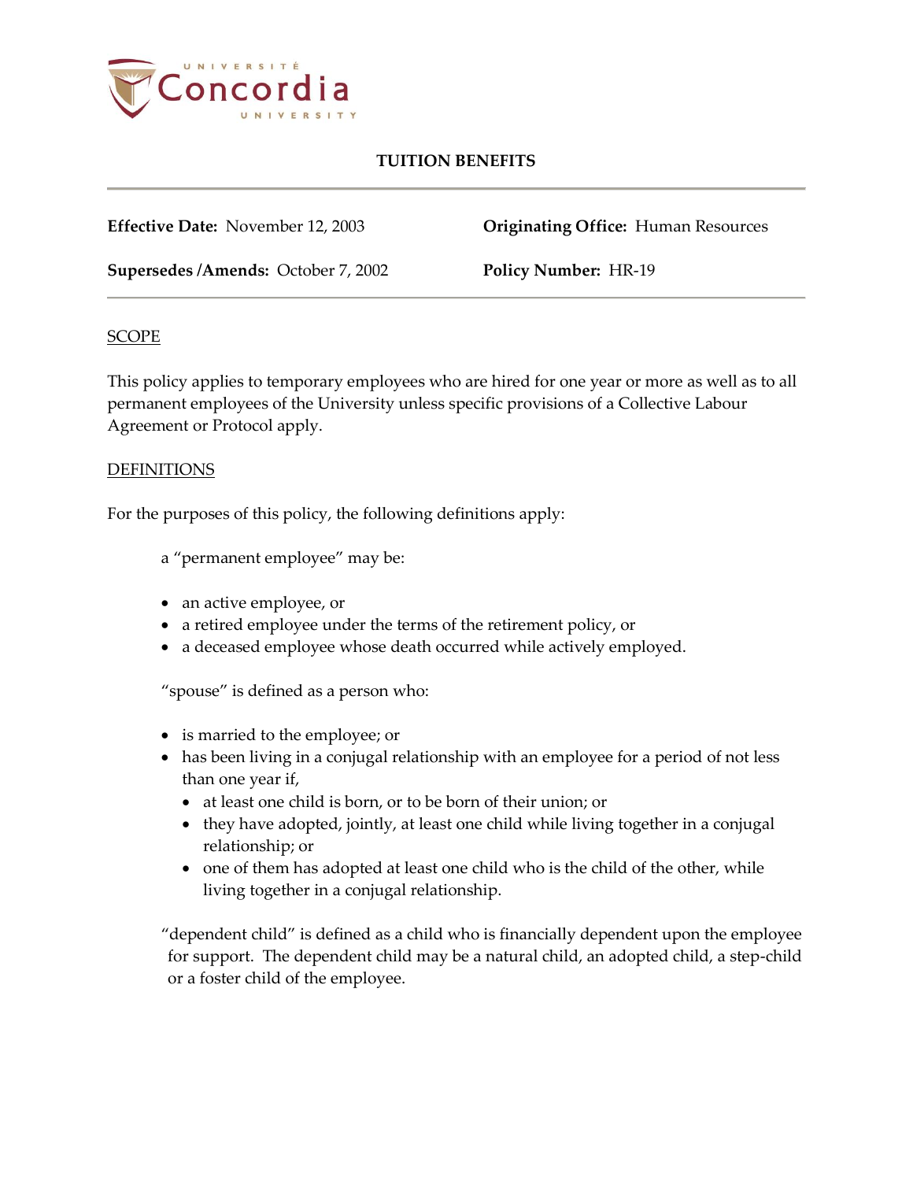# TUITION BENEFITS

**Effective Date:** November 12, 2003

**Originating Office:** Human Resources

**Supersedes /Amends:** October 7, 2002

**Policy Number:** HR-19

## SCOPE

This policy applies to temporary employees who are hired for one year or more as well as to all permanent employees of the University unless specific provisions of a Collective Labour Agreement or Protocol apply.

## DEFINITIONS

For the purposes of this policy, the following definitions apply:

a "permanent employee" may be:

- an active employee, or
- a retired employee under the terms of the retirement policy, or
- a deceased employee whose death occurred while actively employed.

"spouse" is defined as a person who:

- is married to the employee; or
- has been living in a conjugal relationship with an employee for a period of not less than one year if,
  - at least one child is born, or to be born of their union; or
  - they have adopted, jointly, at least one child while living together in a conjugal relationship; or
  - one of them has adopted at least one child who is the child of the other, while living together in a conjugal relationship.

"dependent child" is defined as a child who is financially dependent upon the employee for support. The dependent child may be a natural child, an adopted child, a step-child or a foster child of the employee.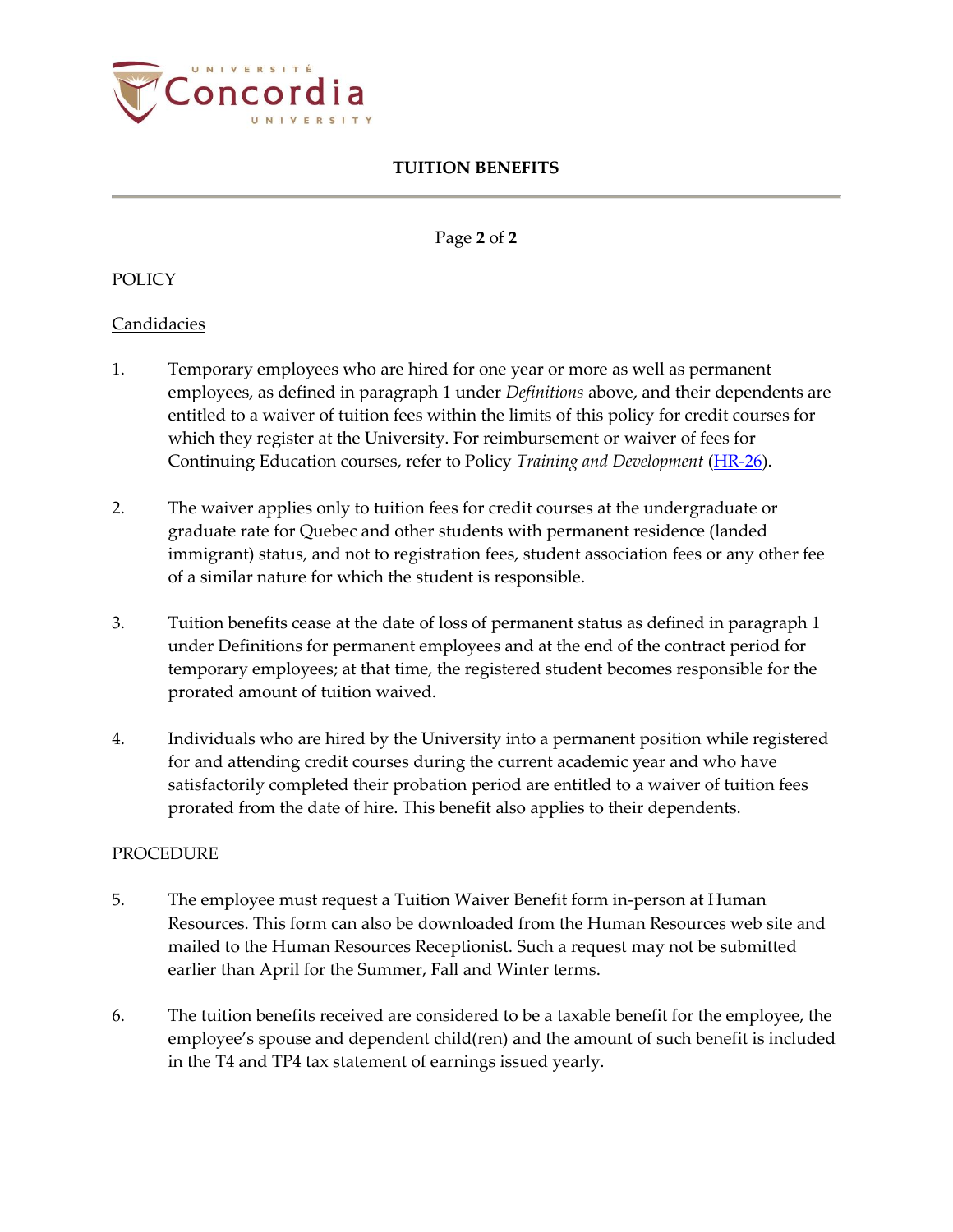POLICY

Candidacies

1. Temporary employees who are hired for one year or more as well as permanent employees, as defined in paragraph 1 under *Definitions* above, and their dependents are entitled to a waiver of tuition fees within the limits of this policy for credit courses for which they register at the University. For reimbursement or waiver of fees for Continuing Education courses, refer to Policy *Training and Development* (HR-26).

2. The waiver applies only to tuition fees for credit courses at the undergraduate or graduate rate for Quebec and other students with permanent residence (landed immigrant) status, and not to registration fees, student association fees or any other fee of a similar nature for which the student is responsible.

3. Tuition benefits cease at the date of loss of permanent status as defined in paragraph 1 under Definitions for permanent employees and at the end of the contract period for temporary employees; at that time, the registered student becomes responsible for the prorated amount of tuition waived.

4. Individuals who are hired by the University into a permanent position while registered for and attending credit courses during the current academic year and who have satisfactorily completed their probation period are entitled to a waiver of tuition fees prorated from the date of hire. This benefit also applies to their dependents.

PROCEDURE

5. The employee must request a Tuition Waiver Benefit form in-person at Human Resources. This form can also be downloaded from the Human Resources web site and mailed to the Human Resources Receptionist. Such a request may not be submitted earlier than April for the Summer, Fall and Winter terms.

6. The tuition benefits received are considered to be a taxable benefit for the employee, the employee's spouse and dependent child(ren) and the amount of such benefit is included in the T4 and TP4 tax statement of earnings issued yearly.